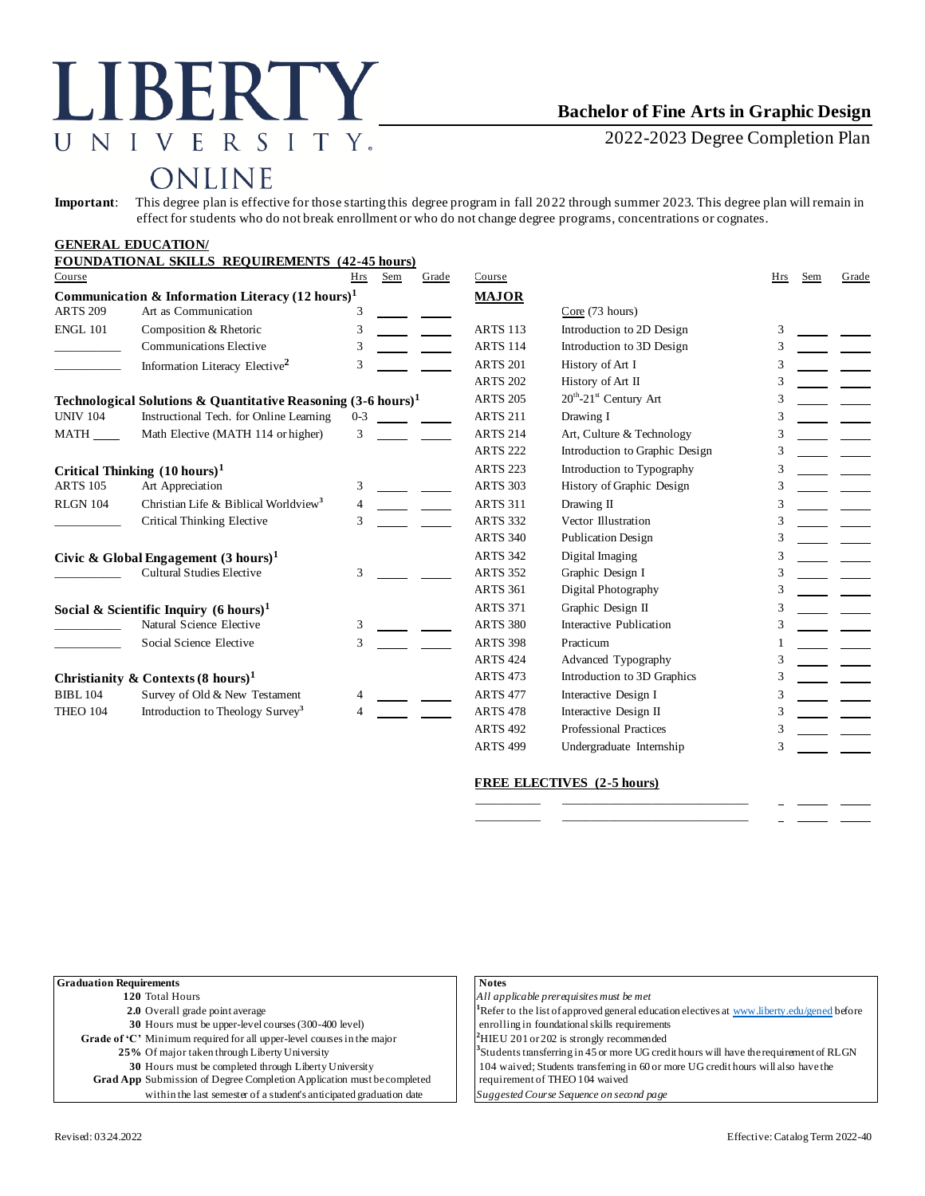# LIBERTY UNIVERSITY ONLINE

## Bachelor of Fine Arts in Graphic Design

2022-2023 Degree Completion Plan

**Important**: This degree plan is effective for those starting this degree program in fall 2022 through summer 2023. This degree plan will remain in effect for students who do not break enrollment or who do not change degree programs, concentrations or cognates.

### GENERAL EDUCATION/ FOUNDATIONAL SKILLS REQUIREMENTS (42-45 hours)

| Course | | Hrs | Sem | Grade |
|---|---|---|---|---|
| **Communication & Information Literacy (12 hours)[1]** | | | | |
| ARTS 209 | Art as Communication | 3 | | |
| ENGL 101 | Composition & Rhetoric | 3 | | |
| ______ | Communications Elective | 3 | | |
| ______ | Information Literacy Elective[2] | 3 | | |
| **Technological Solutions & Quantitative Reasoning (3-6 hours)[1]** | | | | |
| UNIV 104 | Instructional Tech. for Online Learning | 0-3 | | |
| MATH ____ | Math Elective (MATH 114 or higher) | 3 | | |
| **Critical Thinking (10 hours)[1]** | | | | |
| ARTS 105 | Art Appreciation | 3 | | |
| RLGN 104 | Christian Life & Biblical Worldview[3] | 4 | | |
| ______ | Critical Thinking Elective | 3 | | |
| **Civic & Global Engagement (3 hours)[1]** | | | | |
| ______ | Cultural Studies Elective | 3 | | |
| **Social & Scientific Inquiry (6 hours)[1]** | | | | |
| ______ | Natural Science Elective | 3 | | |
| ______ | Social Science Elective | 3 | | |
| **Christianity & Contexts (8 hours)[1]** | | | | |
| BIBL 104 | Survey of Old & New Testament | 4 | | |
| THEO 104 | Introduction to Theology Survey[3] | 4 | | |

### MAJOR

| Course | Core (73 hours) | Hrs | Sem | Grade |
|---|---|---|---|---|
| ARTS 113 | Introduction to 2D Design | 3 | | |
| ARTS 114 | Introduction to 3D Design | 3 | | |
| ARTS 201 | History of Art I | 3 | | |
| ARTS 202 | History of Art II | 3 | | |
| ARTS 205 | 20th-21st Century Art | 3 | | |
| ARTS 211 | Drawing I | 3 | | |
| ARTS 214 | Art, Culture & Technology | 3 | | |
| ARTS 222 | Introduction to Graphic Design | 3 | | |
| ARTS 223 | Introduction to Typography | 3 | | |
| ARTS 303 | History of Graphic Design | 3 | | |
| ARTS 311 | Drawing II | 3 | | |
| ARTS 332 | Vector Illustration | 3 | | |
| ARTS 340 | Publication Design | 3 | | |
| ARTS 342 | Digital Imaging | 3 | | |
| ARTS 352 | Graphic Design I | 3 | | |
| ARTS 361 | Digital Photography | 3 | | |
| ARTS 371 | Graphic Design II | 3 | | |
| ARTS 380 | Interactive Publication | 3 | | |
| ARTS 398 | Practicum | 1 | | |
| ARTS 424 | Advanced Typography | 3 | | |
| ARTS 473 | Introduction to 3D Graphics | 3 | | |
| ARTS 477 | Interactive Design I | 3 | | |
| ARTS 478 | Interactive Design II | 3 | | |
| ARTS 492 | Professional Practices | 3 | | |
| ARTS 499 | Undergraduate Internship | 3 | | |

### FREE ELECTIVES (2-5 hours)

| Course | | Hrs | Sem | Grade |
|---|---|---|---|---|
| ______ | ______ | | | |
| ______ | ______ | | | |

**Graduation Requirements**

- **120** Total Hours
- **2.0** Overall grade point average
- **30** Hours must be upper-level courses (300-400 level)
- **Grade of 'C'** Minimum required for all upper-level courses in the major
- **25%** Of major taken through Liberty University
- **30** Hours must be completed through Liberty University
- **Grad App** Submission of Degree Completion Application must be completed within the last semester of a student's anticipated graduation date

**Notes**

*All applicable prerequisites must be met*

[1]Refer to the list of approved general education electives at www.liberty.edu/gened before enrolling in foundational skills requirements

[2]HIEU 201 or 202 is strongly recommended

[3]Students transferring in 45 or more UG credit hours will have the requirement of RLGN 104 waived; Students transferring in 60 or more UG credit hours will also have the requirement of THEO 104 waived

*Suggested Course Sequence on second page*

Revised: 03.24.2022

Effective: Catalog Term 2022-40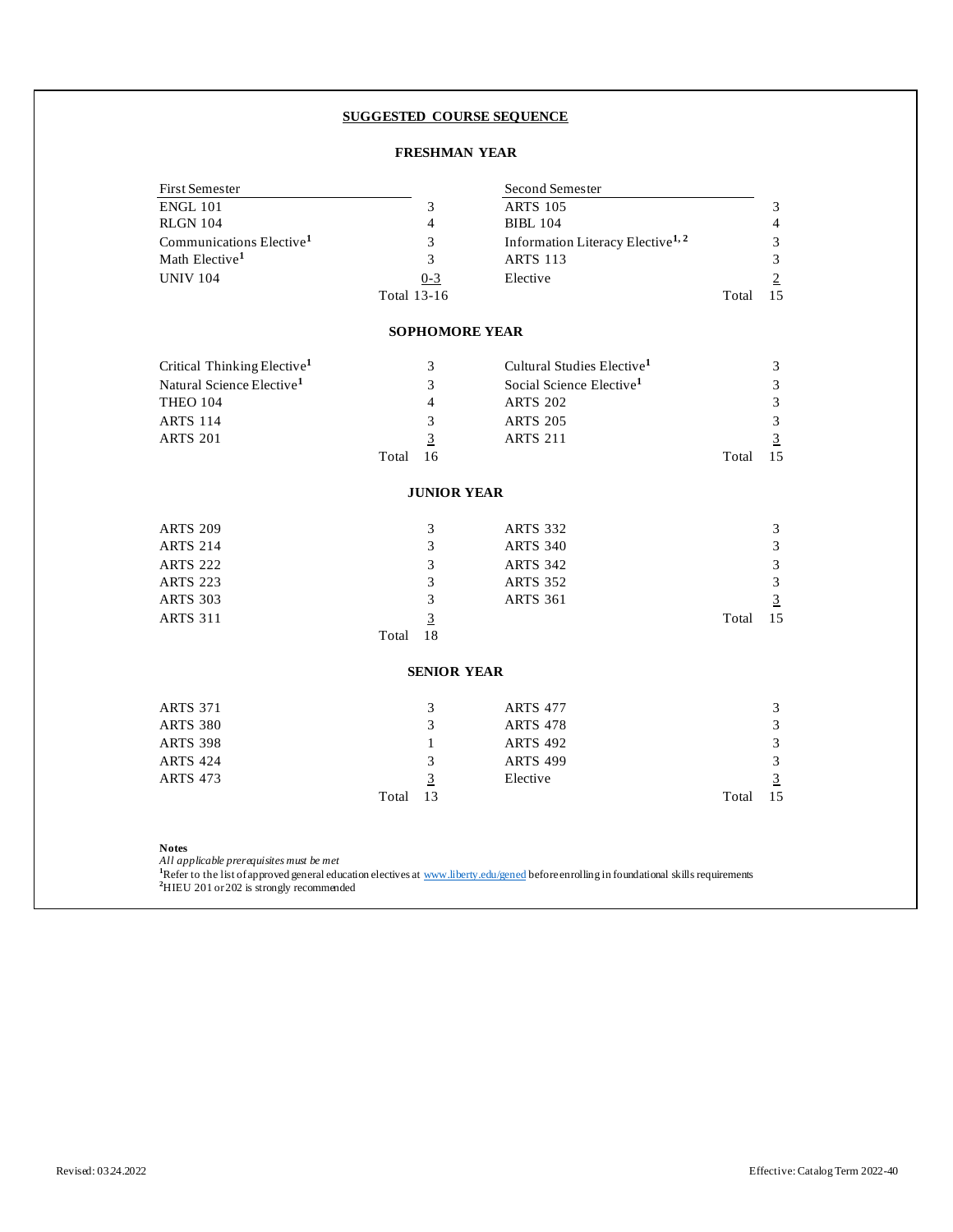## SUGGESTED COURSE SEQUENCE

### FRESHMAN YEAR

| First Semester | | Second Semester | |
|---|---|---|---|
| ENGL 101 | 3 | ARTS 105 | 3 |
| RLGN 104 | 4 | BIBL 104 | 4 |
| Communications Elective[1] | 3 | Information Literacy Elective[1, 2] | 3 |
| Math Elective[1] | 3 | ARTS 113 | 3 |
| UNIV 104 | 0-3 | Elective | 2 |
| Total | 13-16 | Total | 15 |

### SOPHOMORE YEAR

| | | | |
|---|---|---|---|
| Critical Thinking Elective[1] | 3 | Cultural Studies Elective[1] | 3 |
| Natural Science Elective[1] | 3 | Social Science Elective[1] | 3 |
| THEO 104 | 4 | ARTS 202 | 3 |
| ARTS 114 | 3 | ARTS 205 | 3 |
| ARTS 201 | 3 | ARTS 211 | 3 |
| Total | 16 | Total | 15 |

### JUNIOR YEAR

| | | | |
|---|---|---|---|
| ARTS 209 | 3 | ARTS 332 | 3 |
| ARTS 214 | 3 | ARTS 340 | 3 |
| ARTS 222 | 3 | ARTS 342 | 3 |
| ARTS 223 | 3 | ARTS 352 | 3 |
| ARTS 303 | 3 | ARTS 361 | 3 |
| ARTS 311 | 3 | Total | 15 |
| Total | 18 | | |

### SENIOR YEAR

| | | | |
|---|---|---|---|
| ARTS 371 | 3 | ARTS 477 | 3 |
| ARTS 380 | 3 | ARTS 478 | 3 |
| ARTS 398 | 1 | ARTS 492 | 3 |
| ARTS 424 | 3 | ARTS 499 | 3 |
| ARTS 473 | 3 | Elective | 3 |
| Total | 13 | Total | 15 |

**Notes**

*All applicable prerequisites must be met*

[1]Refer to the list of approved general education electives at www.liberty.edu/gened before enrolling in foundational skills requirements

[2]HIEU 201 or 202 is strongly recommended

Revised: 03.24.2022

Effective: Catalog Term 2022-40